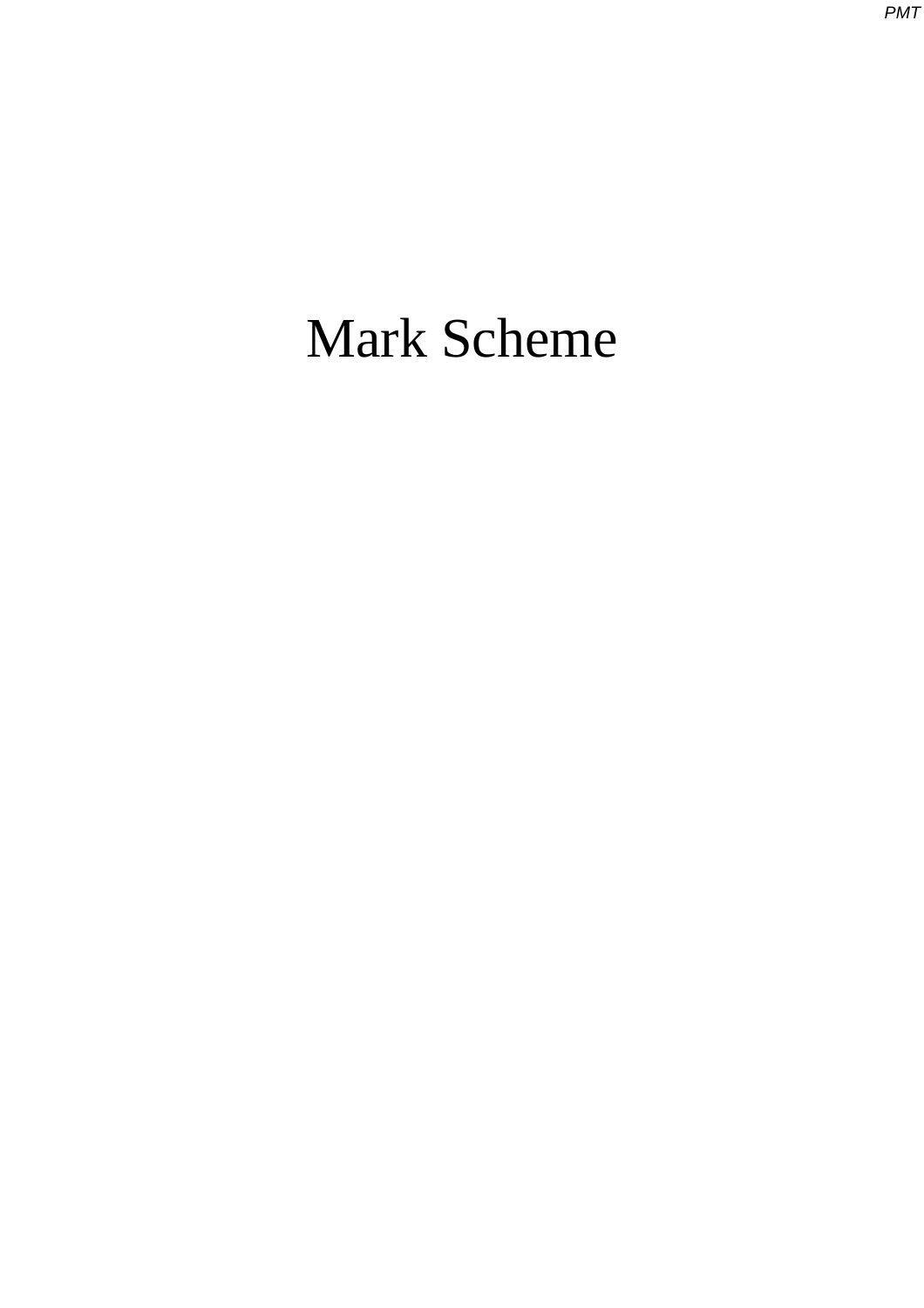# Mark Scheme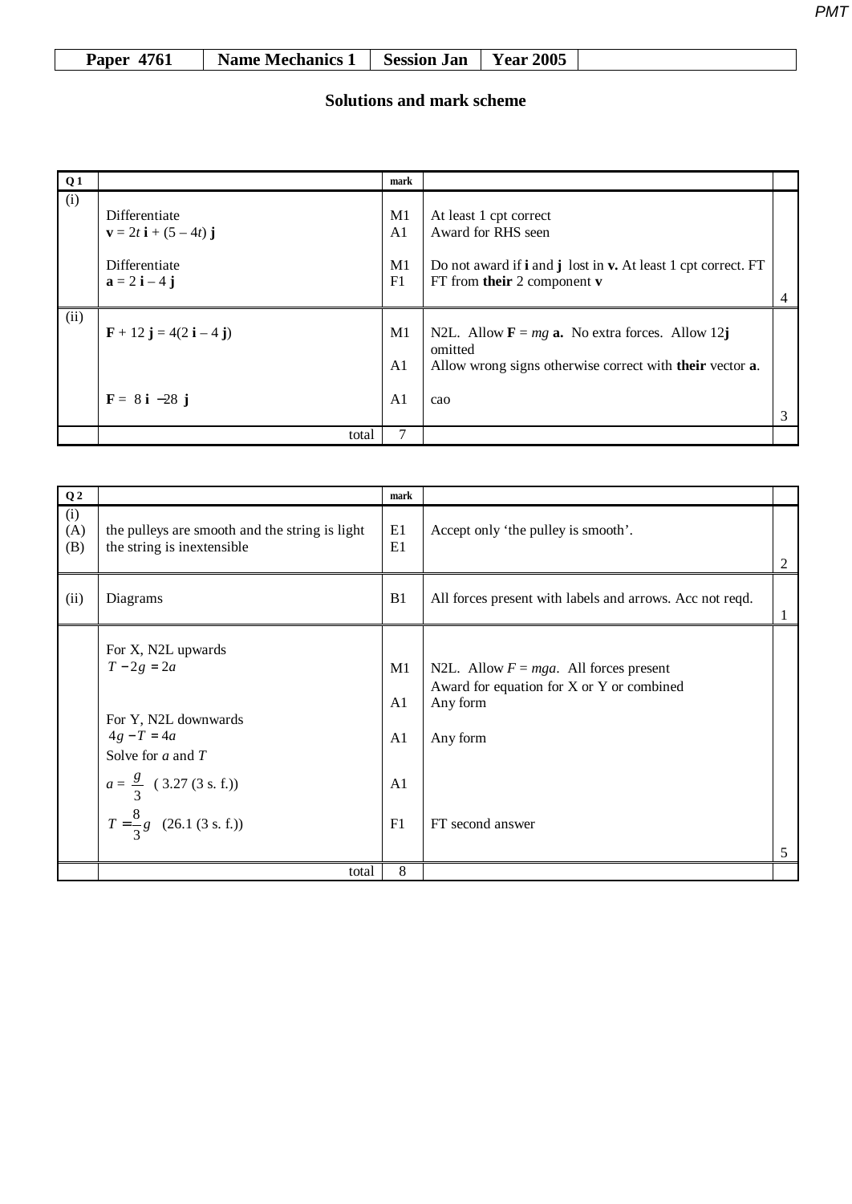| Paper 4761 | Name Mechanics 1 | Session Jan | Year 2005 | |
|---|---|---|---|---|

## Solutions and mark scheme

| Q 1 | | mark | | |
|---|---|---|---|---|
| (i) | Differentiate<br>$\mathbf{v} = 2t\,\mathbf{i} + (5 - 4t)\,\mathbf{j}$ | M1<br>A1 | At least 1 cpt correct<br>Award for RHS seen | |
| | Differentiate<br>$\mathbf{a} = 2\,\mathbf{i} - 4\,\mathbf{j}$ | M1<br>F1 | Do not award if **i** and **j** lost in **v.** At least 1 cpt correct. FT<br>FT from **their** 2 component **v** | 4 |
| (ii) | $\mathbf{F} + 12\,\mathbf{j} = 4(2\,\mathbf{i} - 4\,\mathbf{j})$ | M1<br><br>A1 | N2L. Allow $\mathbf{F} = mg\,\mathbf{a}$. No extra forces. Allow 12**j** omitted<br>Allow wrong signs otherwise correct with **their** vector **a**. | |
| | $\mathbf{F} = 8\,\mathbf{i} - 28\,\mathbf{j}$ | A1 | cao | 3 |
| | total | 7 | | |

| Q 2 | | mark | | |
|---|---|---|---|---|
| (i)<br>(A)<br>(B) | the pulleys are smooth and the string is light<br>the string is inextensible | E1<br>E1 | Accept only 'the pulley is smooth'. | 2 |
| (ii) | Diagrams | B1 | All forces present with labels and arrows. Acc not reqd. | 1 |
| | For X, N2L upwards<br>$T - 2g = 2a$ | M1<br><br>A1 | N2L. Allow $F = mga$. All forces present<br>Award for equation for X or Y or combined<br>Any form | |
| | For Y, N2L downwards<br>$4g - T = 4a$ | A1 | Any form | |
| | Solve for $a$ and $T$<br>$a = \dfrac{g}{3}$ (3.27 (3 s. f.)) | A1 | | |
| | $T = \dfrac{8}{3}g$ (26.1 (3 s. f.)) | F1 | FT second answer | 5 |
| | total | 8 | | |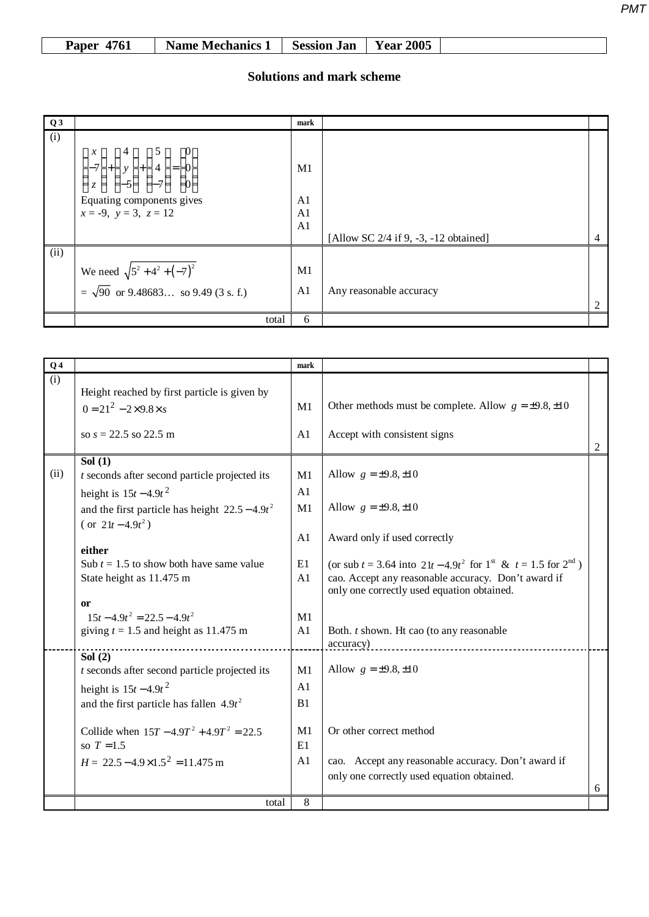| Paper 4761 | Name Mechanics 1 | Session Jan | Year 2005 | |
|---|---|---|---|---|

## Solutions and mark scheme

| Q 3 | | mark | | |
|---|---|---|---|---|
| (i) | $\begin{pmatrix} x \\ -7 \\ z \end{pmatrix} + \begin{pmatrix} 4 \\ y \\ -5 \end{pmatrix} + \begin{pmatrix} 5 \\ 4 \\ -7 \end{pmatrix} = \begin{pmatrix} 0 \\ 0 \\ 0 \end{pmatrix}$ | M1 | | |
| | Equating components gives | A1 | | |
| | $x = -9,\ y = 3,\ z = 12$ | A1 | | |
| | | A1 | [Allow SC 2/4 if 9, -3, -12 obtained] | 4 |
| (ii) | We need $\sqrt{5^2 + 4^2 + (-7)^2}$ | M1 | | |
| | $= \sqrt{90}$ or 9.48683… so 9.49 (3 s. f.) | A1 | Any reasonable accuracy | 2 |
| | total | 6 | | |

| Q 4 | | mark | | |
|---|---|---|---|---|
| (i) | Height reached by first particle is given by $0 = 21^2 - 2 \times 9.8 \times s$ | M1 | Other methods must be complete. Allow $g = \pm 9.8, \pm 10$ | |
| | so $s = 22.5$ so 22.5 m | A1 | Accept with consistent signs | 2 |
| | **Sol (1)** | | | |
| (ii) | $t$ seconds after second particle projected its | M1 | Allow $g = \pm 9.8, \pm 10$ | |
| | height is $15t - 4.9t^2$ | A1 | | |
| | and the first particle has height $22.5 - 4.9t^2$ | M1 | Allow $g = \pm 9.8, \pm 10$ | |
| | ( or $21t - 4.9t^2$ ) | A1 | Award only if used correctly | |
| | **either** | | | |
| | Sub $t = 1.5$ to show both have same value | E1 | (or sub $t = 3.64$ into $21t - 4.9t^2$ for 1st & $t = 1.5$ for 2nd ) | |
| | State height as 11.475 m | A1 | cao. Accept any reasonable accuracy. Don't award if only one correctly used equation obtained. | |
| | **or** | | | |
| | $15t - 4.9t^2 = 22.5 - 4.9t^2$ | M1 | | |
| | giving $t = 1.5$ and height as 11.475 m | A1 | Both. $t$ shown. Ht cao (to any reasonable accuracy) | |
| | **Sol (2)** | | | |
| | $t$ seconds after second particle projected its | M1 | Allow $g = \pm 9.8, \pm 10$ | |
| | height is $15t - 4.9t^2$ | A1 | | |
| | and the first particle has fallen $4.9t^2$ | B1 | | |
| | Collide when $15T - 4.9T^2 + 4.9T^2 = 22.5$ | M1 | Or other correct method | |
| | so $T = 1.5$ | E1 | | |
| | $H = 22.5 - 4.9 \times 1.5^2 = 11.475$ m | A1 | cao. Accept any reasonable accuracy. Don't award if only one correctly used equation obtained. | 6 |
| | total | 8 | | |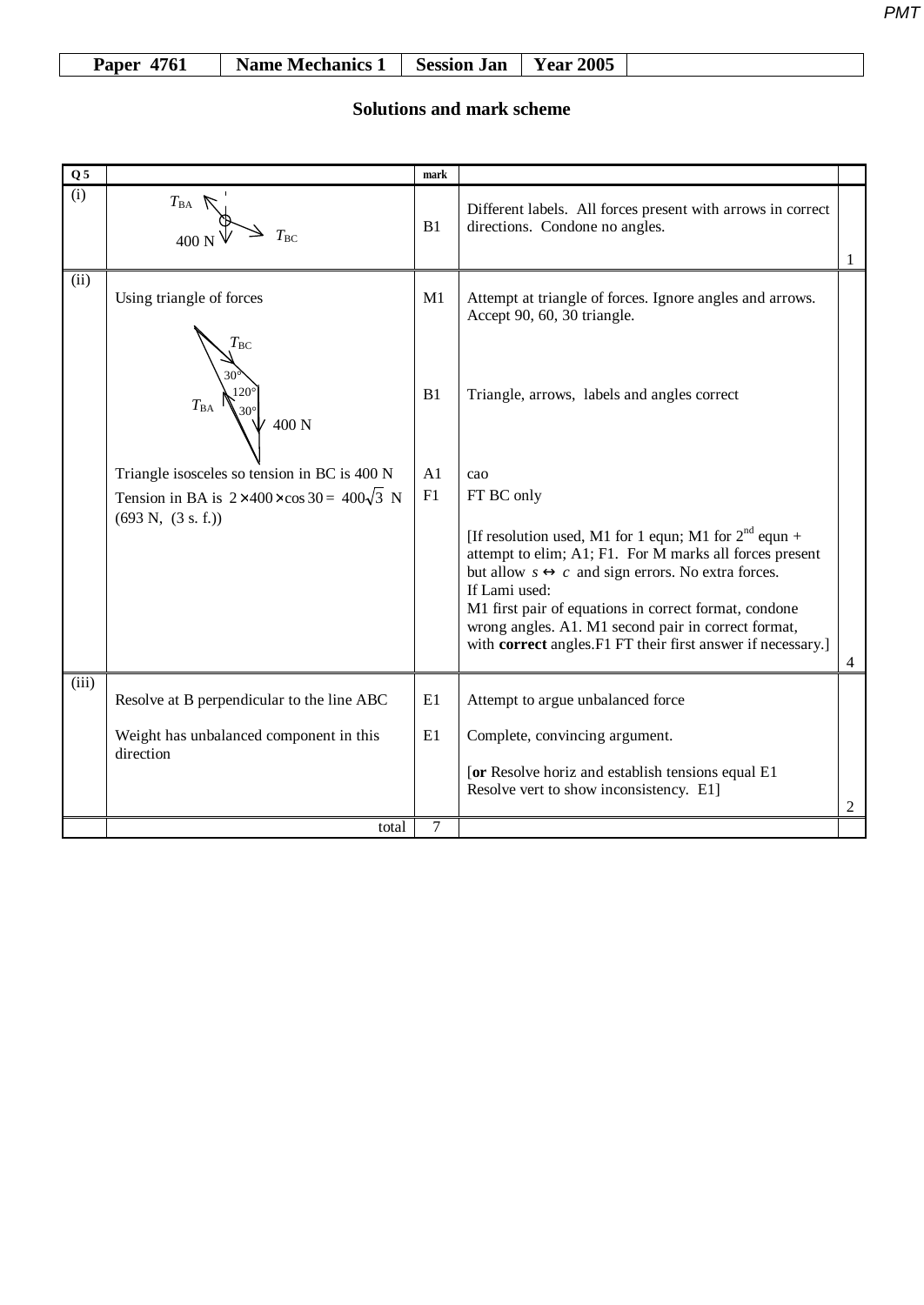| Paper 4761 | Name Mechanics 1 | Session Jan | Year 2005 | |
|---|---|---|---|---|

## Solutions and mark scheme

| Q 5 | | mark | | |
|---|---|---|---|---|
| (i) | $T_{BA}$, $T_{BC}$, 400 N (force diagram) | B1 | Different labels. All forces present with arrows in correct directions. Condone no angles. | 1 |
| (ii) | Using triangle of forces | M1 | Attempt at triangle of forces. Ignore angles and arrows. Accept 90, 60, 30 triangle. | |
| | Triangle of forces with $T_{BC}$, $T_{BA}$, 400 N; angles 30°, 120°, 30° | B1 | Triangle, arrows, labels and angles correct | |
| | Triangle isosceles so tension in BC is 400 N | A1 | cao | |
| | Tension in BA is $2 \times 400 \times \cos 30 = 400\sqrt{3}$ N (693 N, (3 s. f.)) | F1 | FT BC only<br><br>[If resolution used, M1 for 1 equn; M1 for 2nd equn + attempt to elim; A1; F1. For M marks all forces present but allow $s \leftrightarrow c$ and sign errors. No extra forces.<br>If Lami used:<br>M1 first pair of equations in correct format, condone wrong angles. A1. M1 second pair in correct format, with **correct** angles.F1 FT their first answer if necessary.] | 4 |
| (iii) | Resolve at B perpendicular to the line ABC | E1 | Attempt to argue unbalanced force | |
| | Weight has unbalanced component in this direction | E1 | Complete, convincing argument.<br><br>[**or** Resolve horiz and establish tensions equal E1<br>Resolve vert to show inconsistency. E1] | 2 |
| | total | 7 | | |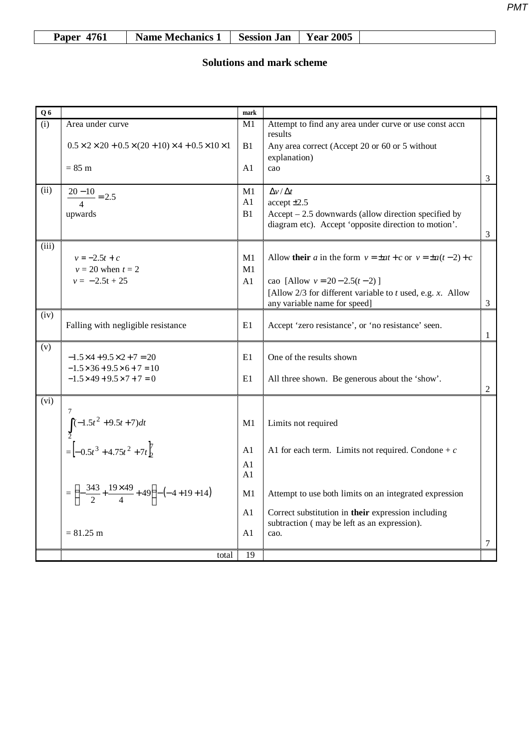| Paper 4761 | Name Mechanics 1 | Session Jan | Year 2005 | |
|---|---|---|---|---|

## Solutions and mark scheme

| Q 6 | | mark | | |
|---|---|---|---|---|
| (i) | Area under curve | M1 | Attempt to find any area under curve or use const accn results | |
| | $0.5 \times 2 \times 20 + 0.5 \times (20+10) \times 4 + 0.5 \times 10 \times 1$ | B1 | Any area correct (Accept 20 or 60 or 5 without explanation) | |
| | = 85 m | A1 | cao | 3 |
| (ii) | $\dfrac{20-10}{4} = 2.5$ | M1 | $\Delta v / \Delta t$ | |
| | | A1 | accept $\pm 2.5$ | |
| | upwards | B1 | Accept – 2.5 downwards (allow direction specified by diagram etc). Accept 'opposite direction to motion'. | 3 |
| (iii) | $v = -2.5t + c$ | M1 | Allow **their** $a$ in the form $v = \pm at + c$ or $v = \pm a(t-2) + c$ | |
| | $v = 20$ when $t = 2$ | M1 | | |
| | $v = -2.5t + 25$ | A1 | cao [Allow $v = 20 - 2.5(t-2)$ ] | |
| | | | [Allow 2/3 for different variable to $t$ used, e.g. $x$. Allow any variable name for speed] | 3 |
| (iv) | Falling with negligible resistance | E1 | Accept 'zero resistance', or 'no resistance' seen. | 1 |
| (v) | $-1.5 \times 4 + 9.5 \times 2 + 7 = 20$ | E1 | One of the results shown | |
| | $-1.5 \times 36 + 9.5 \times 6 + 7 = 10$ | | | |
| | $-1.5 \times 49 + 9.5 \times 7 + 7 = 0$ | E1 | All three shown. Be generous about the 'show'. | 2 |
| (vi) | $\displaystyle\int_2^7 (-1.5t^2 + 9.5t + 7)\,dt$ | M1 | Limits not required | |
| | $= \left[-0.5t^3 + 4.75t^2 + 7t\right]_2^7$ | A1 | A1 for each term. Limits not required. Condone + $c$ | |
| | | A1 | | |
| | | A1 | | |
| | $= \left(-\dfrac{343}{2} + \dfrac{19 \times 49}{4} + 49\right) - \left(-4 + 19 + 14\right)$ | M1 | Attempt to use both limits on an integrated expression | |
| | | A1 | Correct substitution in **their** expression including subtraction ( may be left as an expression). | |
| | = 81.25 m | A1 | cao. | 7 |
| | total | 19 | | |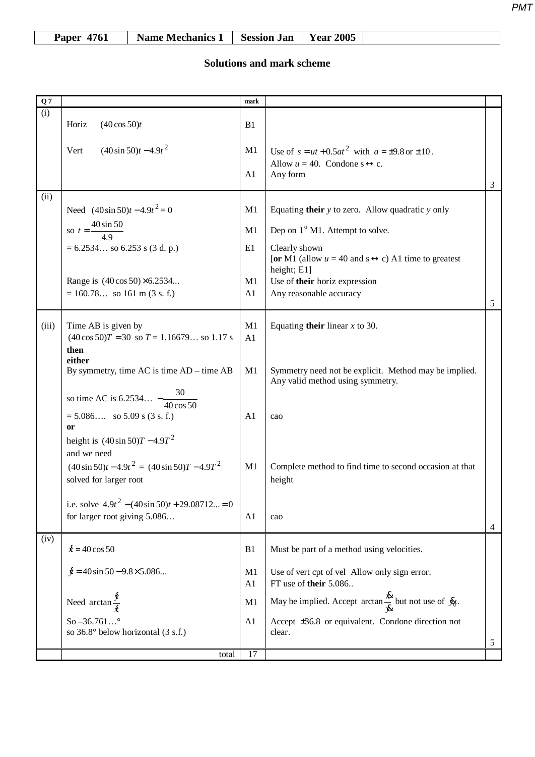| Paper 4761 | Name Mechanics 1 | Session Jan | Year 2005 | |
|---|---|---|---|---|

## Solutions and mark scheme

| Q 7 | | mark | | |
|---|---|---|---|---|
| (i) | Horiz $(40\cos 50)t$ | B1 | | |
| | Vert $(40\sin 50)t - 4.9t^2$ | M1 | Use of $s = ut + 0.5at^2$ with $a = \pm 9.8$ or $\pm 10$. Allow $u = 40$. Condone s $\leftrightarrow$ c. | |
| | | A1 | Any form | 3 |
| (ii) | Need $(40\sin 50)t - 4.9t^2 = 0$ | M1 | Equating **their** $y$ to zero. Allow quadratic $y$ only | |
| | so $t = \dfrac{40\sin 50}{4.9}$ | M1 | Dep on 1st M1. Attempt to solve. | |
| | = 6.2534… so 6.253 s (3 d. p.) | E1 | Clearly shown [**or** M1 (allow $u$ = 40 and s $\leftrightarrow$ c) A1 time to greatest height; E1] | |
| | Range is $(40\cos 50) \times 6.2534...$ | M1 | Use of **their** horiz expression | |
| | = 160.78… so 161 m (3 s. f.) | A1 | Any reasonable accuracy | 5 |
| (iii) | Time AB is given by $(40\cos 50)T = 30$ so $T$ = 1.16679… so 1.17 s | M1 A1 | Equating **their** linear $x$ to 30. | |
| | **then** **either** By symmetry, time AC is time AD – time AB | M1 | Symmetry need not be explicit. Method may be implied. Any valid method using symmetry. | |
| | so time AC is 6.2534… $- \dfrac{30}{40\cos 50}$ | | | |
| | = 5.086…. so 5.09 s (3 s. f.) | A1 | cao | |
| | **or** height is $(40\sin 50)T - 4.9T^2$ and we need $(40\sin 50)t - 4.9t^2 = (40\sin 50)T - 4.9T^2$ solved for larger root | M1 | Complete method to find time to second occasion at that height | |
| | i.e. solve $4.9t^2 - (40\sin 50)t + 29.08712... = 0$ for larger root giving 5.086… | A1 | cao | 4 |
| (iv) | $\dot{x} = 40\cos 50$ | B1 | Must be part of a method using velocities. | |
| | $\dot{y} = 40\sin 50 - 9.8 \times 5.086...$ | M1 A1 | Use of vert cpt of vel Allow only sign error. FT use of **their** 5.086.. | |
| | Need $\arctan \dfrac{\dot{y}}{\dot{x}}$ | M1 | May be implied. Accept $\arctan \dfrac{\dot{x}}{\dot{y}}$ but not use of $\dot{y}_0$. | |
| | So –36.761…° so 36.8° below horizontal (3 s.f.) | A1 | Accept $\pm 36.8$ or equivalent. Condone direction not clear. | 5 |
| | total | 17 | | |